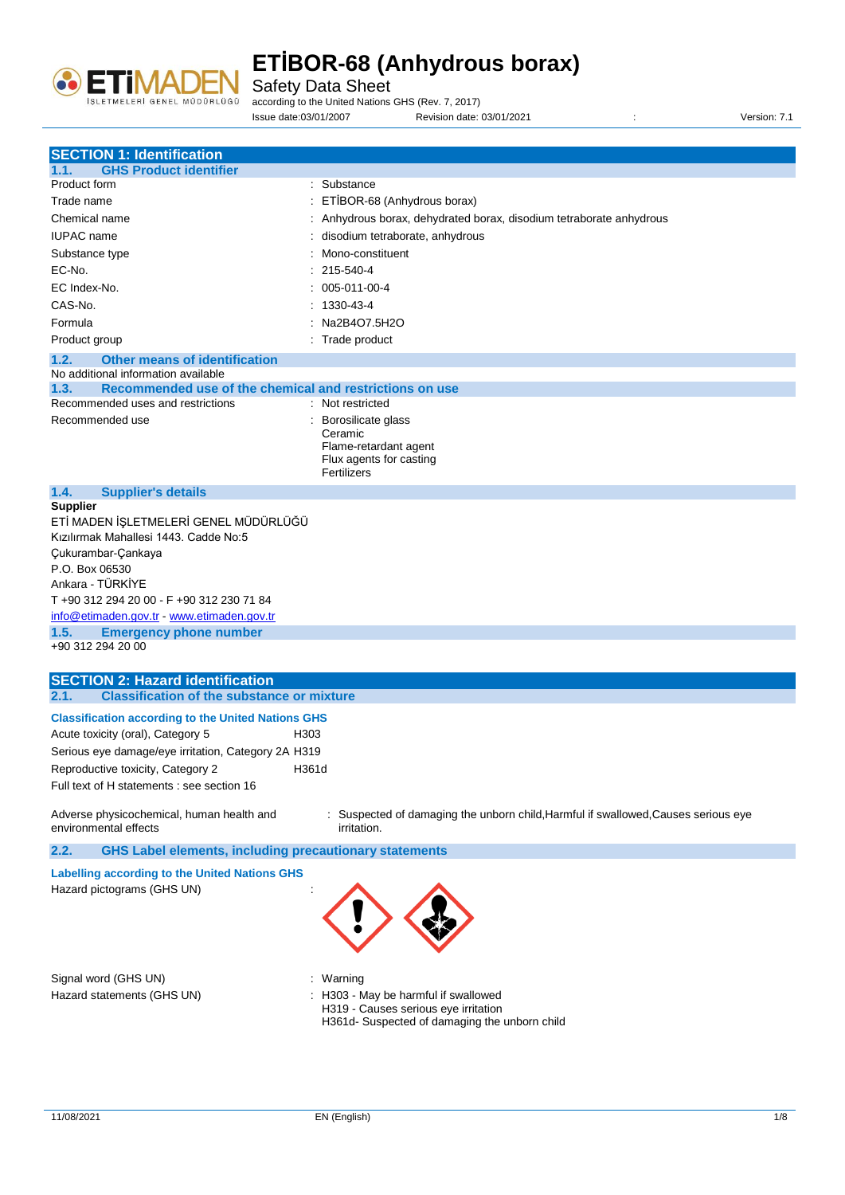# ETİBOR-68 (Anhydrous borax)

Safety Data Sheet

according to the United Nations GHS (Rev. 7, 2017)

Issue date:03/01/2007 Revision date: 03/01/2021 : Version: 7.1

## SECTION 1: Identification

### 1.1. GHS Product identifier

| | |
|---|---|
| Product form | : Substance |
| Trade name | : ETİBOR-68 (Anhydrous borax) |
| Chemical name | : Anhydrous borax, dehydrated borax, disodium tetraborate anhydrous |
| IUPAC name | : disodium tetraborate, anhydrous |
| Substance type | : Mono-constituent |
| EC-No. | : 215-540-4 |
| EC Index-No. | : 005-011-00-4 |
| CAS-No. | : 1330-43-4 |
| Formula | : $Na_2B_4O_7.5H_2O$ |
| Product group | : Trade product |

### 1.2. Other means of identification

No additional information available

### 1.3. Recommended use of the chemical and restrictions on use

| | |
|---|---|
| Recommended uses and restrictions | : Not restricted |
| Recommended use | : Borosilicate glass<br>Ceramic<br>Flame-retardant agent<br>Flux agents for casting<br>Fertilizers |

### 1.4. Supplier's details

**Supplier**

ETİ MADEN İŞLETMELERİ GENEL MÜDÜRLÜĞÜ
Kızılırmak Mahallesi 1443. Cadde No:5
Çukurambar-Çankaya
P.O. Box 06530
Ankara - TÜRKİYE
T +90 312 294 20 00 - F +90 312 230 71 84
info@etimaden.gov.tr - www.etimaden.gov.tr

### 1.5. Emergency phone number

+90 312 294 20 00

## SECTION 2: Hazard identification

### 2.1. Classification of the substance or mixture

**Classification according to the United Nations GHS**

| | |
|---|---|
| Acute toxicity (oral), Category 5 | H303 |
| Serious eye damage/eye irritation, Category 2A | H319 |
| Reproductive toxicity, Category 2 | H361d |

Full text of H statements : see section 16

Adverse physicochemical, human health and environmental effects : Suspected of damaging the unborn child,Harmful if swallowed,Causes serious eye irritation.

### 2.2. GHS Label elements, including precautionary statements

**Labelling according to the United Nations GHS**

| | |
|---|---|
| Hazard pictograms (GHS UN) | : |
| Signal word (GHS UN) | : Warning |
| Hazard statements (GHS UN) | : H303 - May be harmful if swallowed<br>H319 - Causes serious eye irritation<br>H361d- Suspected of damaging the unborn child |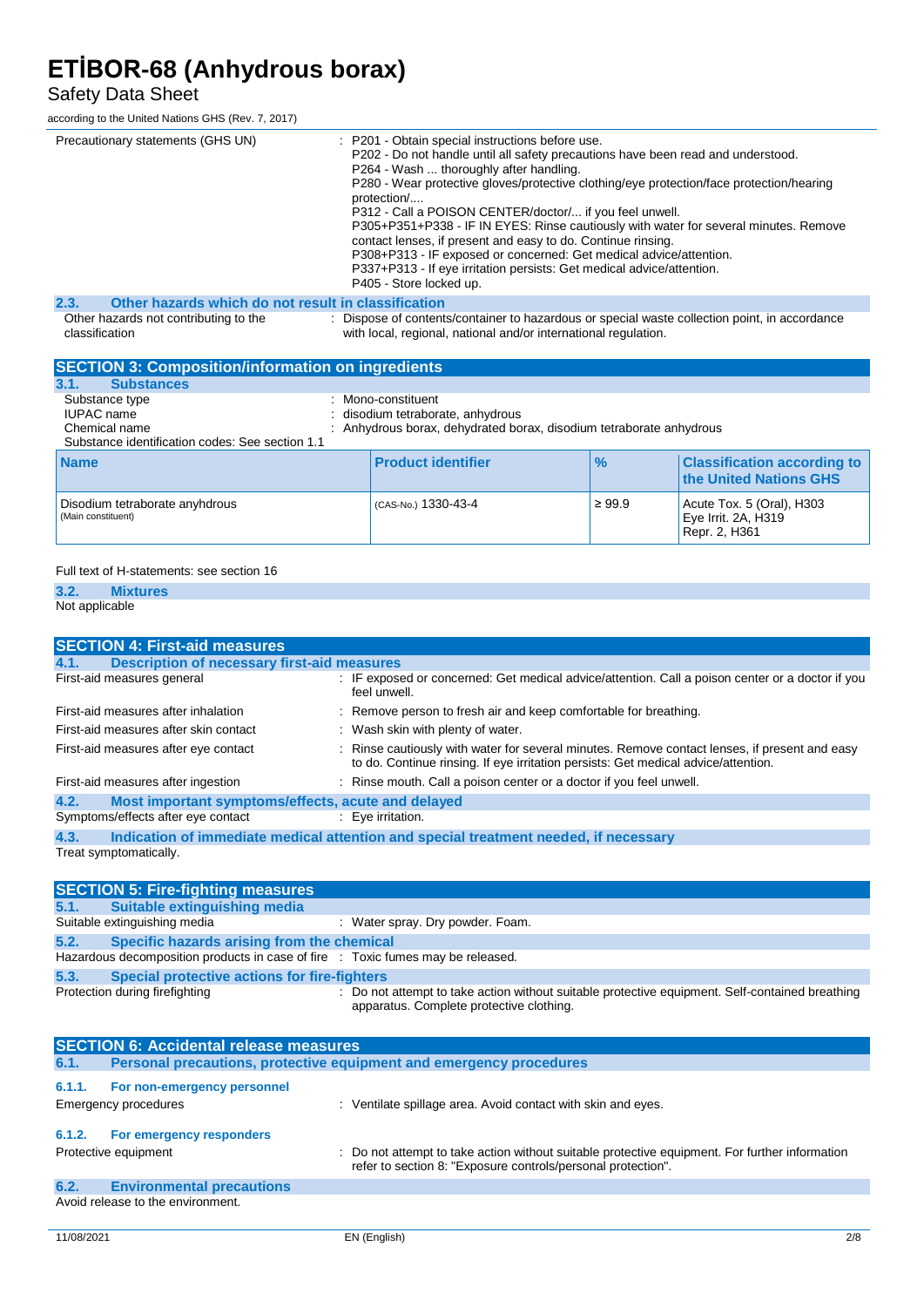| | |
|---|---|
| Precautionary statements (GHS UN) | : P201 - Obtain special instructions before use.<br>P202 - Do not handle until all safety precautions have been read and understood.<br>P264 - Wash ... thoroughly after handling.<br>P280 - Wear protective gloves/protective clothing/eye protection/face protection/hearing protection/....<br>P312 - Call a POISON CENTER/doctor/... if you feel unwell.<br>P305+P351+P338 - IF IN EYES: Rinse cautiously with water for several minutes. Remove contact lenses, if present and easy to do. Continue rinsing.<br>P308+P313 - IF exposed or concerned: Get medical advice/attention.<br>P337+P313 - If eye irritation persists: Get medical advice/attention.<br>P405 - Store locked up. |

### 2.3. Other hazards which do not result in classification

Other hazards not contributing to the classification : Dispose of contents/container to hazardous or special waste collection point, in accordance with local, regional, national and/or international regulation.

## SECTION 3: Composition/information on ingredients

### 3.1. Substances

Substance type : Mono-constituent
IUPAC name : disodium tetraborate, anhydrous
Chemical name : Anhydrous borax, dehydrated borax, disodium tetraborate anhydrous
Substance identification codes: See section 1.1

| Name | Product identifier | % | Classification according to the United Nations GHS |
|---|---|---|---|
| Disodium tetraborate anhydrous<br>(Main constituent) | (CAS-No.) 1330-43-4 | ≥ 99.9 | Acute Tox. 5 (Oral), H303<br>Eye Irrit. 2A, H319<br>Repr. 2, H361 |

Full text of H-statements: see section 16

### 3.2. Mixtures

Not applicable

## SECTION 4: First-aid measures

### 4.1. Description of necessary first-aid measures

First-aid measures general : IF exposed or concerned: Get medical advice/attention. Call a poison center or a doctor if you feel unwell.
First-aid measures after inhalation : Remove person to fresh air and keep comfortable for breathing.
First-aid measures after skin contact : Wash skin with plenty of water.
First-aid measures after eye contact : Rinse cautiously with water for several minutes. Remove contact lenses, if present and easy to do. Continue rinsing. If eye irritation persists: Get medical advice/attention.
First-aid measures after ingestion : Rinse mouth. Call a poison center or a doctor if you feel unwell.

### 4.2. Most important symptoms/effects, acute and delayed

Symptoms/effects after eye contact : Eye irritation.

### 4.3. Indication of immediate medical attention and special treatment needed, if necessary

Treat symptomatically.

## SECTION 5: Fire-fighting measures

### 5.1. Suitable extinguishing media

Suitable extinguishing media : Water spray. Dry powder. Foam.

### 5.2. Specific hazards arising from the chemical

Hazardous decomposition products in case of fire : Toxic fumes may be released.

### 5.3. Special protective actions for fire-fighters

Protection during firefighting : Do not attempt to take action without suitable protective equipment. Self-contained breathing apparatus. Complete protective clothing.

## SECTION 6: Accidental release measures

### 6.1. Personal precautions, protective equipment and emergency procedures

#### 6.1.1. For non-emergency personnel

Emergency procedures : Ventilate spillage area. Avoid contact with skin and eyes.

#### 6.1.2. For emergency responders

Protective equipment : Do not attempt to take action without suitable protective equipment. For further information refer to section 8: "Exposure controls/personal protection".

### 6.2. Environmental precautions

Avoid release to the environment.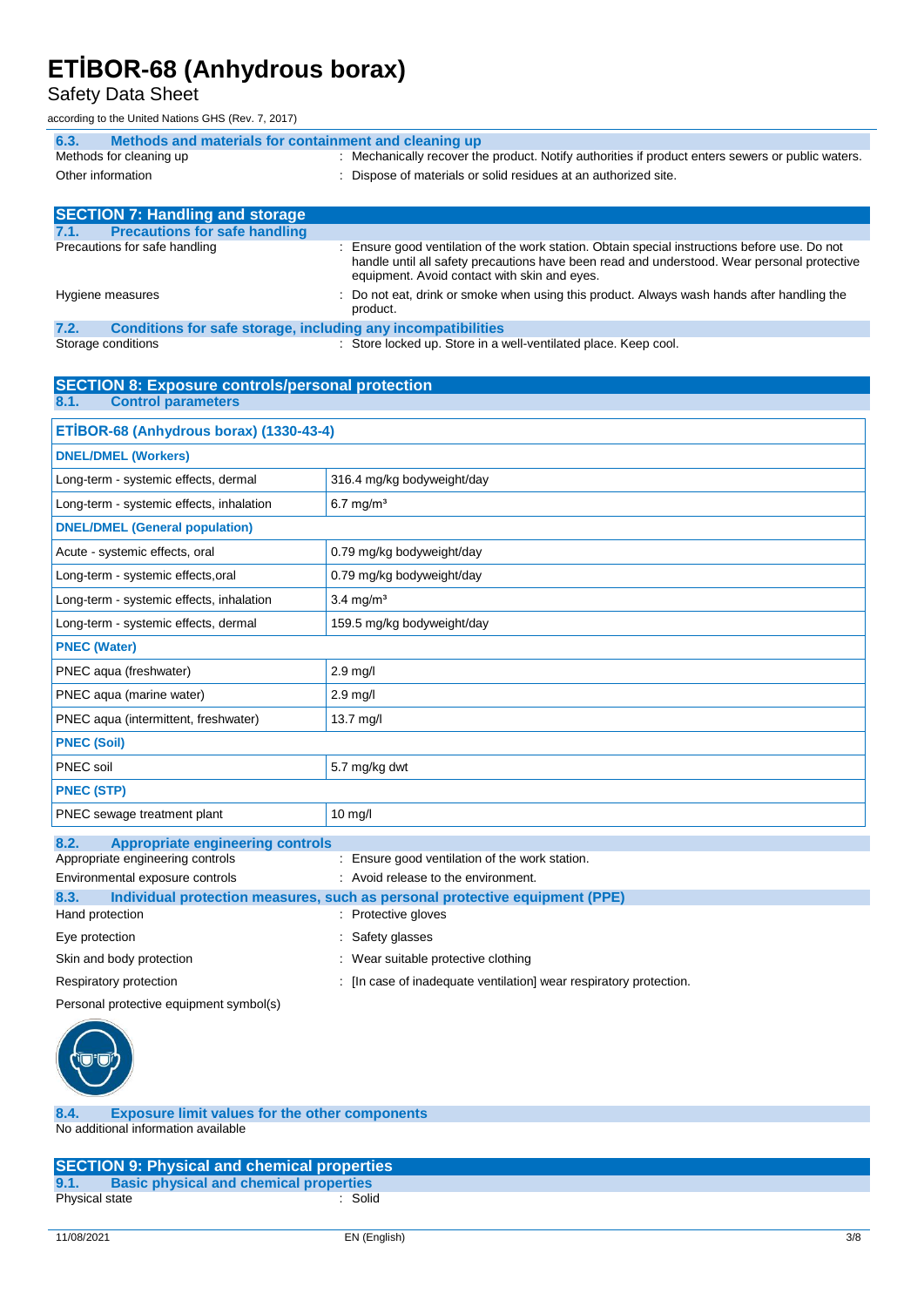### 6.3. Methods and materials for containment and cleaning up

Methods for cleaning up : Mechanically recover the product. Notify authorities if product enters sewers or public waters.

Other information : Dispose of materials or solid residues at an authorized site.

## SECTION 7: Handling and storage

### 7.1. Precautions for safe handling

Precautions for safe handling : Ensure good ventilation of the work station. Obtain special instructions before use. Do not handle until all safety precautions have been read and understood. Wear personal protective equipment. Avoid contact with skin and eyes.

Hygiene measures : Do not eat, drink or smoke when using this product. Always wash hands after handling the product.

### 7.2. Conditions for safe storage, including any incompatibilities

Storage conditions : Store locked up. Store in a well-ventilated place. Keep cool.

## SECTION 8: Exposure controls/personal protection

### 8.1. Control parameters

| ETİBOR-68 (Anhydrous borax) (1330-43-4) | |
|---|---|
| **DNEL/DMEL (Workers)** | |
| Long-term - systemic effects, dermal | 316.4 mg/kg bodyweight/day |
| Long-term - systemic effects, inhalation | 6.7 mg/m³ |
| **DNEL/DMEL (General population)** | |
| Acute - systemic effects, oral | 0.79 mg/kg bodyweight/day |
| Long-term - systemic effects,oral | 0.79 mg/kg bodyweight/day |
| Long-term - systemic effects, inhalation | 3.4 mg/m³ |
| Long-term - systemic effects, dermal | 159.5 mg/kg bodyweight/day |
| **PNEC (Water)** | |
| PNEC aqua (freshwater) | 2.9 mg/l |
| PNEC aqua (marine water) | 2.9 mg/l |
| PNEC aqua (intermittent, freshwater) | 13.7 mg/l |
| **PNEC (Soil)** | |
| PNEC soil | 5.7 mg/kg dwt |
| **PNEC (STP)** | |
| PNEC sewage treatment plant | 10 mg/l |

### 8.2. Appropriate engineering controls

Appropriate engineering controls : Ensure good ventilation of the work station.

Environmental exposure controls : Avoid release to the environment.

### 8.3. Individual protection measures, such as personal protective equipment (PPE)

Hand protection : Protective gloves

Eye protection : Safety glasses

Skin and body protection : Wear suitable protective clothing

Respiratory protection : [In case of inadequate ventilation] wear respiratory protection.

Personal protective equipment symbol(s)

### 8.4. Exposure limit values for the other components

No additional information available

## SECTION 9: Physical and chemical properties

### 9.1. Basic physical and chemical properties

Physical state : Solid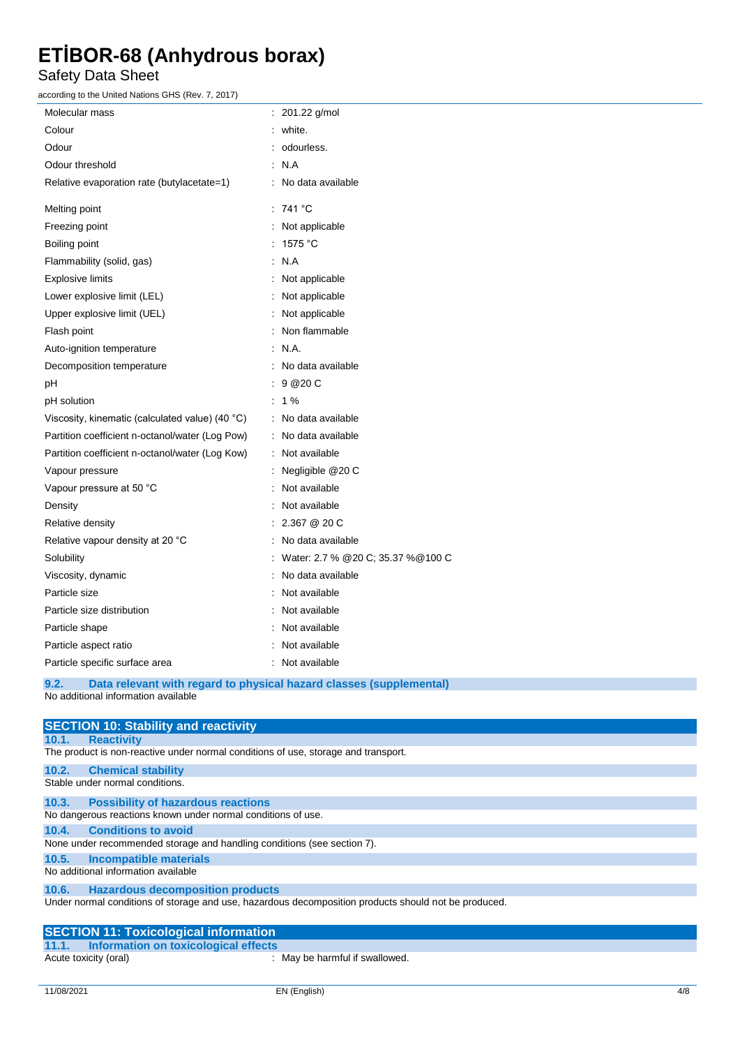| | |
|---|---|
| Molecular mass | : 201.22 g/mol |
| Colour | : white. |
| Odour | : odourless. |
| Odour threshold | : N.A |
| Relative evaporation rate (butylacetate=1) | : No data available |
| Melting point | : 741 °C |
| Freezing point | : Not applicable |
| Boiling point | : 1575 °C |
| Flammability (solid, gas) | : N.A |
| Explosive limits | : Not applicable |
| Lower explosive limit (LEL) | : Not applicable |
| Upper explosive limit (UEL) | : Not applicable |
| Flash point | : Non flammable |
| Auto-ignition temperature | : N.A. |
| Decomposition temperature | : No data available |
| pH | : 9 @20 C |
| pH solution | : 1 % |
| Viscosity, kinematic (calculated value) (40 °C) | : No data available |
| Partition coefficient n-octanol/water (Log Pow) | : No data available |
| Partition coefficient n-octanol/water (Log Kow) | : Not available |
| Vapour pressure | : Negligible @20 C |
| Vapour pressure at 50 °C | : Not available |
| Density | : Not available |
| Relative density | : 2.367 @ 20 C |
| Relative vapour density at 20 °C | : No data available |
| Solubility | : Water: 2.7 % @20 C; 35.37 %@100 C |
| Viscosity, dynamic | : No data available |
| Particle size | : Not available |
| Particle size distribution | : Not available |
| Particle shape | : Not available |
| Particle aspect ratio | : Not available |
| Particle specific surface area | : Not available |

### 9.2. Data relevant with regard to physical hazard classes (supplemental)

No additional information available

## SECTION 10: Stability and reactivity

### 10.1. Reactivity

The product is non-reactive under normal conditions of use, storage and transport.

### 10.2. Chemical stability

Stable under normal conditions.

### 10.3. Possibility of hazardous reactions

No dangerous reactions known under normal conditions of use.

### 10.4. Conditions to avoid

None under recommended storage and handling conditions (see section 7).

### 10.5. Incompatible materials

No additional information available

### 10.6. Hazardous decomposition products

Under normal conditions of storage and use, hazardous decomposition products should not be produced.

## SECTION 11: Toxicological information

### 11.1. Information on toxicological effects

| | |
|---|---|
| Acute toxicity (oral) | : May be harmful if swallowed. |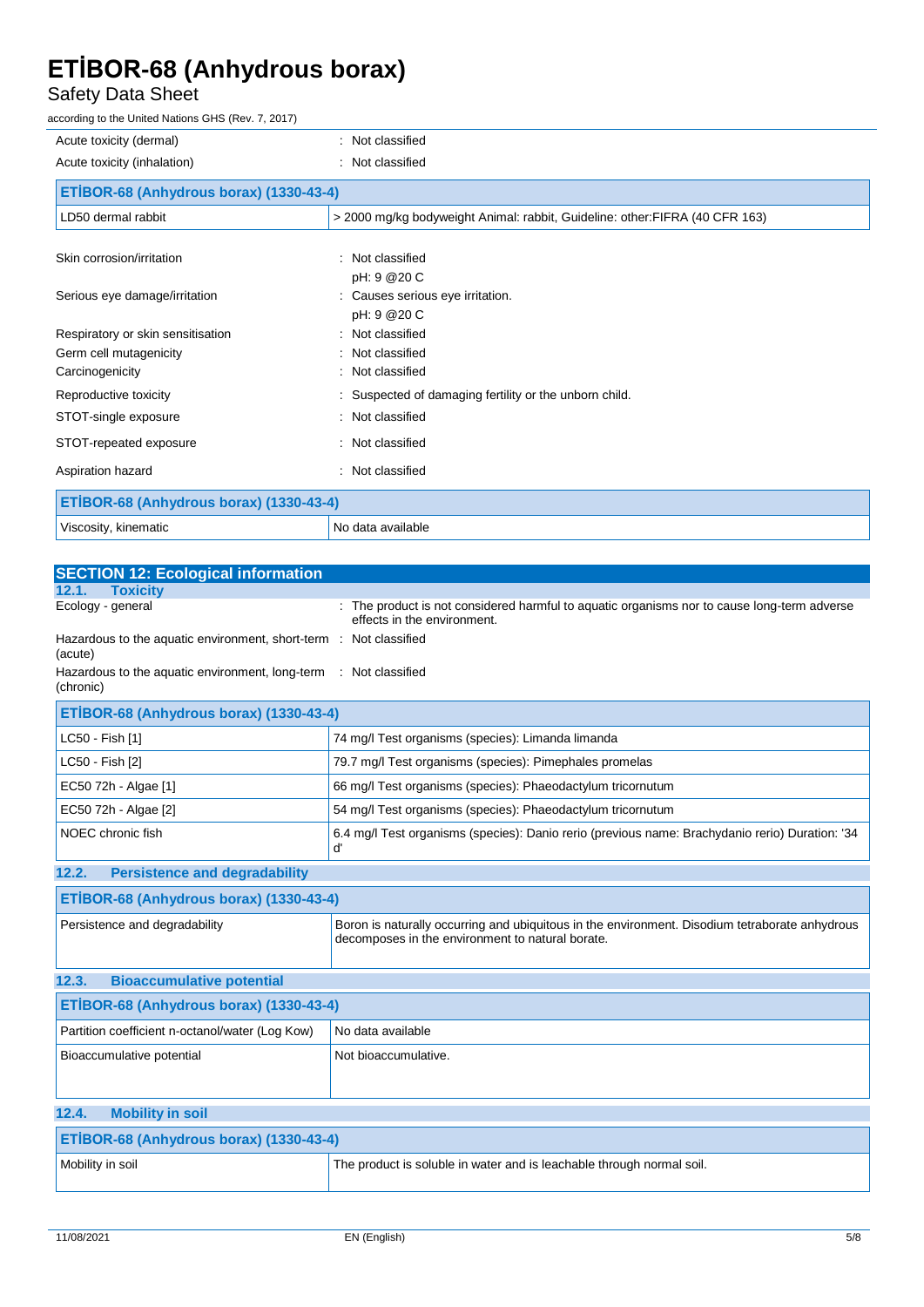| | |
|---|---|
| Acute toxicity (dermal) | : Not classified |
| Acute toxicity (inhalation) | : Not classified |

| ETİBOR-68 (Anhydrous borax) (1330-43-4) | |
|---|---|
| LD50 dermal rabbit | > 2000 mg/kg bodyweight Animal: rabbit, Guideline: other:FIFRA (40 CFR 163) |

| | |
|---|---|
| Skin corrosion/irritation | : Not classified<br>pH: 9 @20 C |
| Serious eye damage/irritation | : Causes serious eye irritation.<br>pH: 9 @20 C |
| Respiratory or skin sensitisation | : Not classified |
| Germ cell mutagenicity | : Not classified |
| Carcinogenicity | : Not classified |
| Reproductive toxicity | : Suspected of damaging fertility or the unborn child. |
| STOT-single exposure | : Not classified |
| STOT-repeated exposure | : Not classified |
| Aspiration hazard | : Not classified |

| ETİBOR-68 (Anhydrous borax) (1330-43-4) | |
|---|---|
| Viscosity, kinematic | No data available |

## SECTION 12: Ecological information

### 12.1. Toxicity

| | |
|---|---|
| Ecology - general | : The product is not considered harmful to aquatic organisms nor to cause long-term adverse effects in the environment. |
| Hazardous to the aquatic environment, short-term (acute) | : Not classified |
| Hazardous to the aquatic environment, long-term (chronic) | : Not classified |

| ETİBOR-68 (Anhydrous borax) (1330-43-4) | |
|---|---|
| LC50 - Fish [1] | 74 mg/l Test organisms (species): Limanda limanda |
| LC50 - Fish [2] | 79.7 mg/l Test organisms (species): Pimephales promelas |
| EC50 72h - Algae [1] | 66 mg/l Test organisms (species): Phaeodactylum tricornutum |
| EC50 72h - Algae [2] | 54 mg/l Test organisms (species): Phaeodactylum tricornutum |
| NOEC chronic fish | 6.4 mg/l Test organisms (species): Danio rerio (previous name: Brachydanio rerio) Duration: '34 d' |

### 12.2. Persistence and degradability

| ETİBOR-68 (Anhydrous borax) (1330-43-4) | |
|---|---|
| Persistence and degradability | Boron is naturally occurring and ubiquitous in the environment. Disodium tetraborate anhydrous decomposes in the environment to natural borate. |

### 12.3. Bioaccumulative potential

| ETİBOR-68 (Anhydrous borax) (1330-43-4) | |
|---|---|
| Partition coefficient n-octanol/water (Log Kow) | No data available |
| Bioaccumulative potential | Not bioaccumulative. |

### 12.4. Mobility in soil

| ETİBOR-68 (Anhydrous borax) (1330-43-4) | |
|---|---|
| Mobility in soil | The product is soluble in water and is leachable through normal soil. |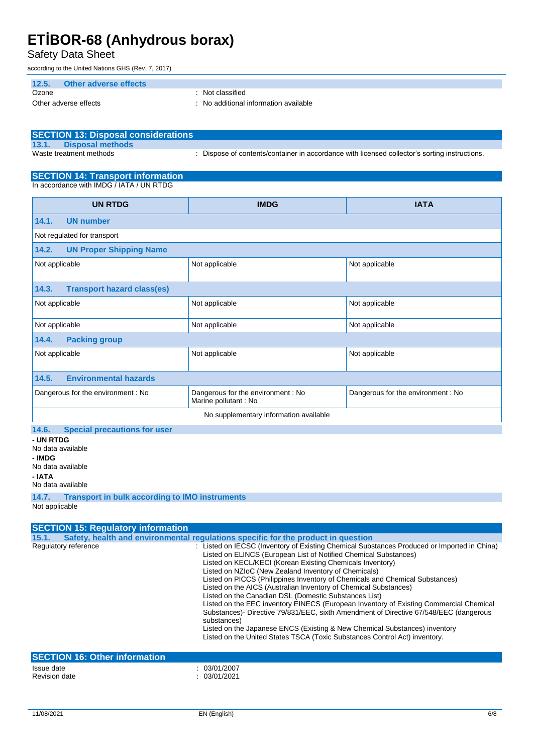### 12.5. Other adverse effects

Ozone : Not classified

Other adverse effects : No additional information available

## SECTION 13: Disposal considerations

### 13.1. Disposal methods

Waste treatment methods : Dispose of contents/container in accordance with licensed collector's sorting instructions.

## SECTION 14: Transport information

In accordance with IMDG / IATA / UN RTDG

| UN RTDG | IMDG | IATA |
|---|---|---|
| **14.1. UN number** | | |
| Not regulated for transport | | |
| **14.2. UN Proper Shipping Name** | | |
| Not applicable | Not applicable | Not applicable |
| **14.3. Transport hazard class(es)** | | |
| Not applicable | Not applicable | Not applicable |
| Not applicable | Not applicable | Not applicable |
| **14.4. Packing group** | | |
| Not applicable | Not applicable | Not applicable |
| **14.5. Environmental hazards** | | |
| Dangerous for the environment : No | Dangerous for the environment : No<br>Marine pollutant : No | Dangerous for the environment : No |
| No supplementary information available | | |

### 14.6. Special precautions for user

**- UN RTDG**

No data available

**- IMDG**

No data available

**- IATA**

No data available

### 14.7. Transport in bulk according to IMO instruments

Not applicable

## SECTION 15: Regulatory information

### 15.1. Safety, health and environmental regulations specific for the product in question

Regulatory reference : Listed on IECSC (Inventory of Existing Chemical Substances Produced or Imported in China)
Listed on ELINCS (European List of Notified Chemical Substances)
Listed on KECL/KECI (Korean Existing Chemicals Inventory)
Listed on NZIoC (New Zealand Inventory of Chemicals)
Listed on PICCS (Philippines Inventory of Chemicals and Chemical Substances)
Listed on the AICS (Australian Inventory of Chemical Substances)
Listed on the Canadian DSL (Domestic Substances List)
Listed on the EEC inventory EINECS (European Inventory of Existing Commercial Chemical Substances)- Directive 79/831/EEC, sixth Amendment of Directive 67/548/EEC (dangerous substances)
Listed on the Japanese ENCS (Existing & New Chemical Substances) inventory
Listed on the United States TSCA (Toxic Substances Control Act) inventory.

## SECTION 16: Other information

Issue date : 03/01/2007

Revision date : 03/01/2021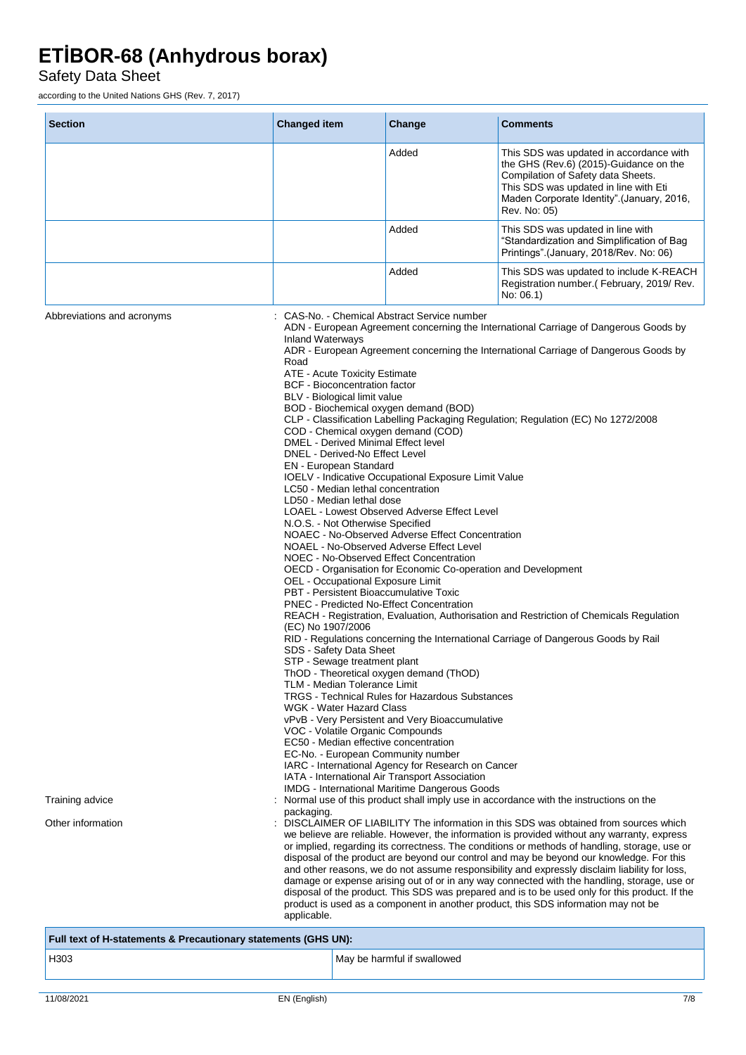| Section | Changed item | Change | Comments |
|---|---|---|---|
| | | Added | This SDS was updated in accordance with the GHS (Rev.6) (2015)-Guidance on the Compilation of Safety data Sheets. This SDS was updated in line with Eti Maden Corporate Identity".(January, 2016, Rev. No: 05) |
| | | Added | This SDS was updated in line with "Standardization and Simplification of Bag Printings".(January, 2018/Rev. No: 06) |
| | | Added | This SDS was updated to include K-REACH Registration number.( February, 2019/ Rev. No: 06.1) |

Abbreviations and acronyms : CAS-No. - Chemical Abstract Service number
ADN - European Agreement concerning the International Carriage of Dangerous Goods by Inland Waterways
ADR - European Agreement concerning the International Carriage of Dangerous Goods by Road
ATE - Acute Toxicity Estimate
BCF - Bioconcentration factor
BLV - Biological limit value
BOD - Biochemical oxygen demand (BOD)
CLP - Classification Labelling Packaging Regulation; Regulation (EC) No 1272/2008
COD - Chemical oxygen demand (COD)
DMEL - Derived Minimal Effect level
DNEL - Derived-No Effect Level
EN - European Standard
IOELV - Indicative Occupational Exposure Limit Value
LC50 - Median lethal concentration
LD50 - Median lethal dose
LOAEL - Lowest Observed Adverse Effect Level
N.O.S. - Not Otherwise Specified
NOAEC - No-Observed Adverse Effect Concentration
NOAEL - No-Observed Adverse Effect Level
NOEC - No-Observed Effect Concentration
OECD - Organisation for Economic Co-operation and Development
OEL - Occupational Exposure Limit
PBT - Persistent Bioaccumulative Toxic
PNEC - Predicted No-Effect Concentration
REACH - Registration, Evaluation, Authorisation and Restriction of Chemicals Regulation (EC) No 1907/2006
RID - Regulations concerning the International Carriage of Dangerous Goods by Rail
SDS - Safety Data Sheet
STP - Sewage treatment plant
ThOD - Theoretical oxygen demand (ThOD)
TLM - Median Tolerance Limit
TRGS - Technical Rules for Hazardous Substances
WGK - Water Hazard Class
vPvB - Very Persistent and Very Bioaccumulative
VOC - Volatile Organic Compounds
EC50 - Median effective concentration
EC-No. - European Community number
IARC - International Agency for Research on Cancer
IATA - International Air Transport Association
IMDG - International Maritime Dangerous Goods

Training advice : Normal use of this product shall imply use in accordance with the instructions on the packaging.

Other information : DISCLAIMER OF LIABILITY The information in this SDS was obtained from sources which we believe are reliable. However, the information is provided without any warranty, express or implied, regarding its correctness. The conditions or methods of handling, storage, use or disposal of the product are beyond our control and may be beyond our knowledge. For this and other reasons, we do not assume responsibility and expressly disclaim liability for loss, damage or expense arising out of or in any way connected with the handling, storage, use or disposal of the product. This SDS was prepared and is to be used only for this product. If the product is used as a component in another product, this SDS information may not be applicable.

| Full text of H-statements & Precautionary statements (GHS UN): | |
|---|---|
| H303 | May be harmful if swallowed |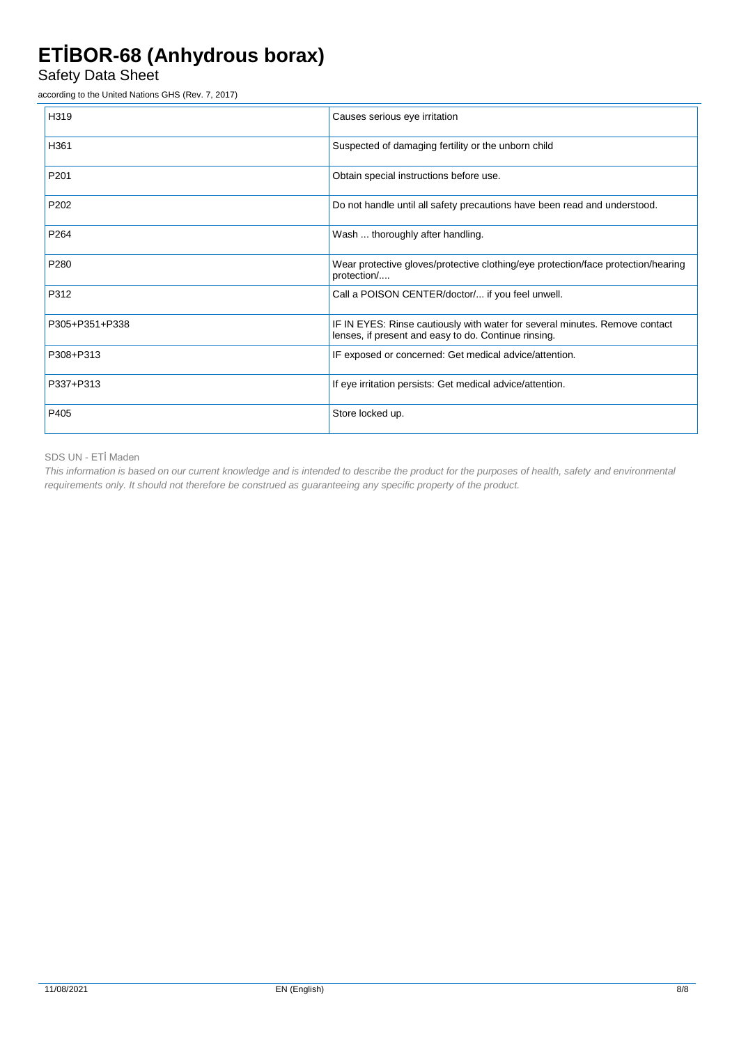| | |
|---|---|
| H319 | Causes serious eye irritation |
| H361 | Suspected of damaging fertility or the unborn child |
| P201 | Obtain special instructions before use. |
| P202 | Do not handle until all safety precautions have been read and understood. |
| P264 | Wash ... thoroughly after handling. |
| P280 | Wear protective gloves/protective clothing/eye protection/face protection/hearing protection/.... |
| P312 | Call a POISON CENTER/doctor/... if you feel unwell. |
| P305+P351+P338 | IF IN EYES: Rinse cautiously with water for several minutes. Remove contact lenses, if present and easy to do. Continue rinsing. |
| P308+P313 | IF exposed or concerned: Get medical advice/attention. |
| P337+P313 | If eye irritation persists: Get medical advice/attention. |
| P405 | Store locked up. |

SDS UN - ETİ Maden

*This information is based on our current knowledge and is intended to describe the product for the purposes of health, safety and environmental requirements only. It should not therefore be construed as guaranteeing any specific property of the product.*